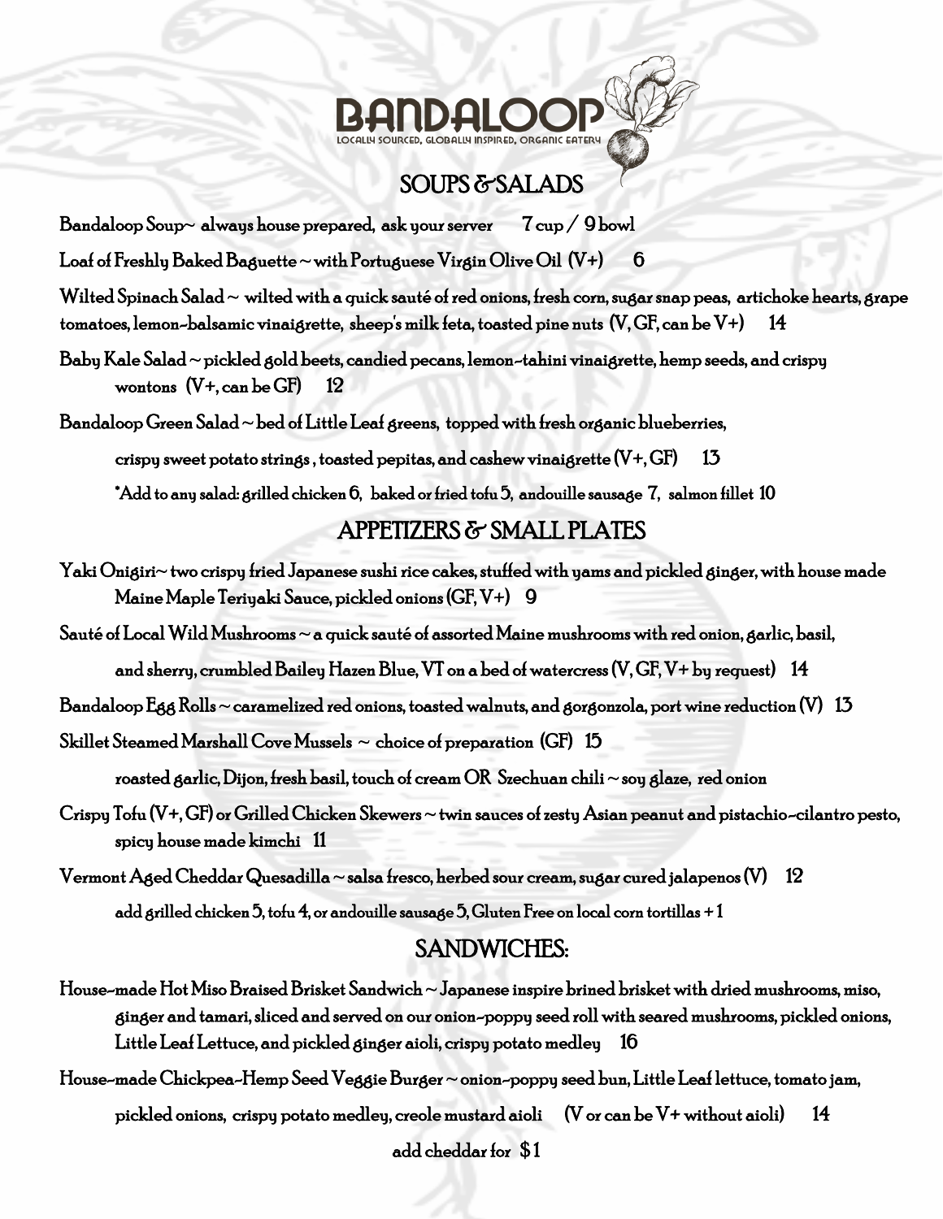# BANDALOOP

LOCALLY SOURCED, GLOBALLY INSPIRED, ORGANIC EATERY

## SOUPS & SALADS

Bandaloop Soup~ always house prepared, ask your server 7 cup / 9 bowl

Loaf of Freshly Baked Baguette ~ with Portuguese Virgin Olive Oil (V+) 6

Wilted Spinach Salad ~ wilted with a quick sauté of red onions, fresh corn, sugar snap peas, artichoke hearts, grape tomatoes, lemon-balsamic vinaigrette, sheep's milk feta, toasted pine nuts (V, GF, can be V+) 14

Baby Kale Salad ~ pickled gold beets, candied pecans, lemon-tahini vinaigrette, hemp seeds, and crispy wontons (V+, can be GF) 12

Bandaloop Green Salad ~ bed of Little Leaf greens, topped with fresh organic blueberries, crispy sweet potato strings, toasted pepitas, and cashew vinaigrette (V+, GF) 13

*Add to any salad: grilled chicken 6, baked or fried tofu 5, andouille sausage 7, salmon fillet 10

## APPETIZERS & SMALL PLATES

Yaki Onigiri~ two crispy fried Japanese sushi rice cakes, stuffed with yams and pickled ginger, with house made Maine Maple Teriyaki Sauce, pickled onions (GF, V+) 9

Sauté of Local Wild Mushrooms ~ a quick sauté of assorted Maine mushrooms with red onion, garlic, basil, and sherry, crumbled Bailey Hazen Blue, VT on a bed of watercress (V, GF, V+ by request) 14

Bandaloop Egg Rolls ~ caramelized red onions, toasted walnuts, and gorgonzola, port wine reduction (V) 13

Skillet Steamed Marshall Cove Mussels ~ choice of preparation (GF) 15

roasted garlic, Dijon, fresh basil, touch of cream OR Szechuan chili ~ soy glaze, red onion

Crispy Tofu (V+, GF) or Grilled Chicken Skewers ~ twin sauces of zesty Asian peanut and pistachio-cilantro pesto, spicy house made kimchi 11

Vermont Aged Cheddar Quesadilla ~ salsa fresco, herbed sour cream, sugar cured jalapenos (V) 12

add grilled chicken 5, tofu 4, or andouille sausage 5, Gluten Free on local corn tortillas + 1

## SANDWICHES:

House-made Hot Miso Braised Brisket Sandwich ~ Japanese inspire brined brisket with dried mushrooms, miso, ginger and tamari, sliced and served on our onion-poppy seed roll with seared mushrooms, pickled onions, Little Leaf Lettuce, and pickled ginger aioli, crispy potato medley 16

House-made Chickpea-Hemp Seed Veggie Burger ~ onion-poppy seed bun, Little Leaf lettuce, tomato jam, pickled onions, crispy potato medley, creole mustard aioli (V or can be V+ without aioli) 14

add cheddar for $1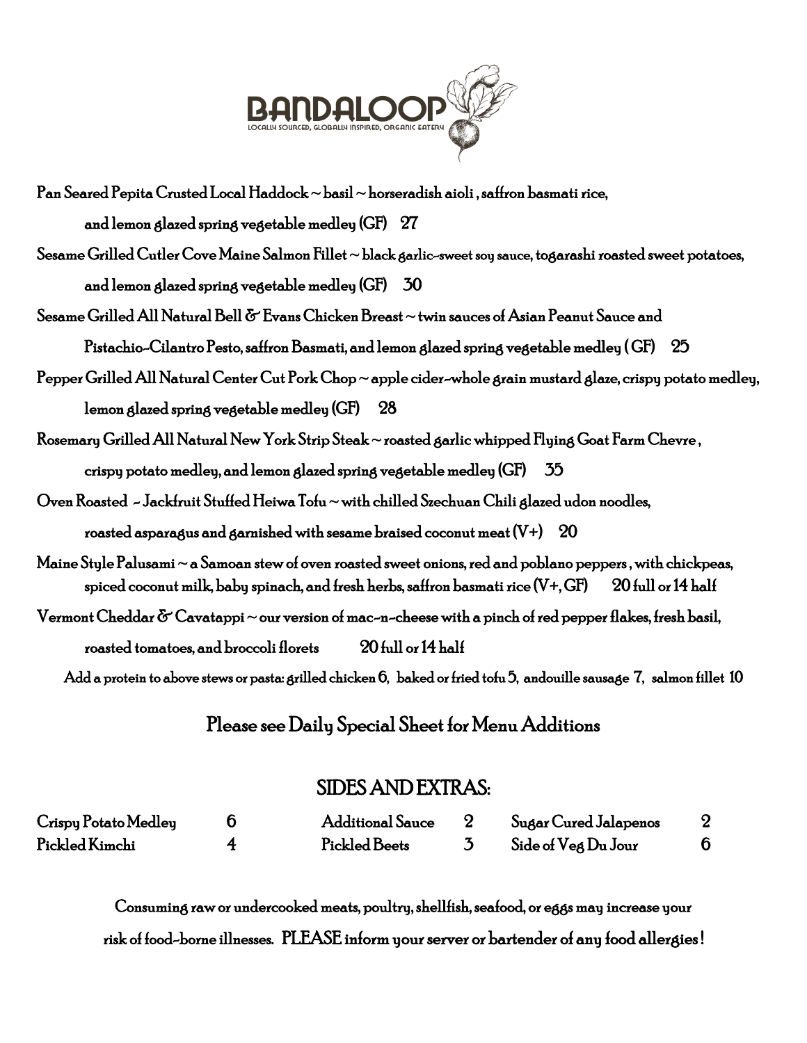# BANDALOOP

LOCALLY SOURCED, GLOBALLY INSPIRED, ORGANIC EATERY

Pan Seared Pepita Crusted Local Haddock ~ basil ~ horseradish aioli , saffron basmati rice, and lemon glazed spring vegetable medley (GF) 27

Sesame Grilled Cutler Cove Maine Salmon Fillet ~ black garlic-sweet soy sauce, togarashi roasted sweet potatoes, and lemon glazed spring vegetable medley (GF) 30

Sesame Grilled All Natural Bell & Evans Chicken Breast ~ twin sauces of Asian Peanut Sauce and Pistachio-Cilantro Pesto, saffron Basmati, and lemon glazed spring vegetable medley ( GF) 25

Pepper Grilled All Natural Center Cut Pork Chop ~ apple cider-whole grain mustard glaze, crispy potato medley, lemon glazed spring vegetable medley (GF) 28

Rosemary Grilled All Natural New York Strip Steak ~ roasted garlic whipped Flying Goat Farm Chevre , crispy potato medley, and lemon glazed spring vegetable medley (GF) 35

Oven Roasted ~ Jackfruit Stuffed Heiwa Tofu ~ with chilled Szechuan Chili glazed udon noodles, roasted asparagus and garnished with sesame braised coconut meat (V+) 20

Maine Style Palusami ~ a Samoan stew of oven roasted sweet onions, red and poblano peppers , with chickpeas, spiced coconut milk, baby spinach, and fresh herbs, saffron basmati rice (V+, GF) 20 full or 14 half

Vermont Cheddar & Cavatappi ~ our version of mac-n-cheese with a pinch of red pepper flakes, fresh basil, roasted tomatoes, and broccoli florets 20 full or 14 half

Add a protein to above stews or pasta: grilled chicken 6, baked or fried tofu 5, andouille sausage 7, salmon fillet 10

## Please see Daily Special Sheet for Menu Additions

## SIDES AND EXTRAS:

| | | | | | |
|---|---|---|---|---|---|
| Crispy Potato Medley | 6 | Additional Sauce | 2 | Sugar Cured Jalapenos | 2 |
| Pickled Kimchi | 4 | Pickled Beets | 3 | Side of Veg Du Jour | 6 |

Consuming raw or undercooked meats, poultry, shellfish, seafood, or eggs may increase your risk of food-borne illnesses. PLEASE inform your server or bartender of any food allergies!